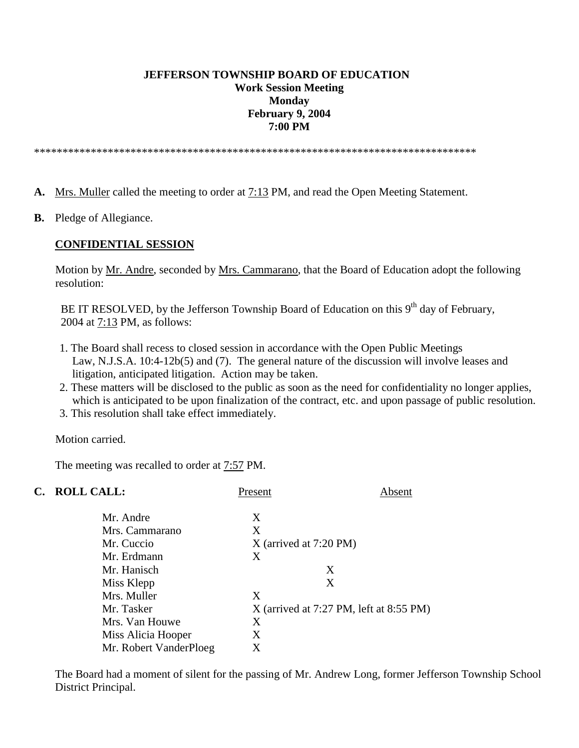**JEFFERSON TOWNSHIP BOARD OF EDUCATION**
**Work Session Meeting**
**Monday**
**February 9, 2004**
**7:00 PM**

********************************************************************************

**A.** Mrs. Muller called the meeting to order at 7:13 PM, and read the Open Meeting Statement.

**B.** Pledge of Allegiance.

**CONFIDENTIAL SESSION**

Motion by Mr. Andre, seconded by Mrs. Cammarano, that the Board of Education adopt the following resolution:

BE IT RESOLVED, by the Jefferson Township Board of Education on this 9th day of February, 2004 at 7:13 PM, as follows:

1. The Board shall recess to closed session in accordance with the Open Public Meetings Law, N.J.S.A. 10:4-12b(5) and (7). The general nature of the discussion will involve leases and litigation, anticipated litigation. Action may be taken.
2. These matters will be disclosed to the public as soon as the need for confidentiality no longer applies, which is anticipated to be upon finalization of the contract, etc. and upon passage of public resolution.
3. This resolution shall take effect immediately.

Motion carried.

The meeting was recalled to order at 7:57 PM.

**C. ROLL CALL:**

| | Present | Absent |
|---|---|---|
| Mr. Andre | X | |
| Mrs. Cammarano | X | |
| Mr. Cuccio | X (arrived at 7:20 PM) | |
| Mr. Erdmann | X | |
| Mr. Hanisch | | X |
| Miss Klepp | | X |
| Mrs. Muller | X | |
| Mr. Tasker | X (arrived at 7:27 PM, left at 8:55 PM) | |
| Mrs. Van Houwe | X | |
| Miss Alicia Hooper | X | |
| Mr. Robert VanderPloeg | X | |

The Board had a moment of silent for the passing of Mr. Andrew Long, former Jefferson Township School District Principal.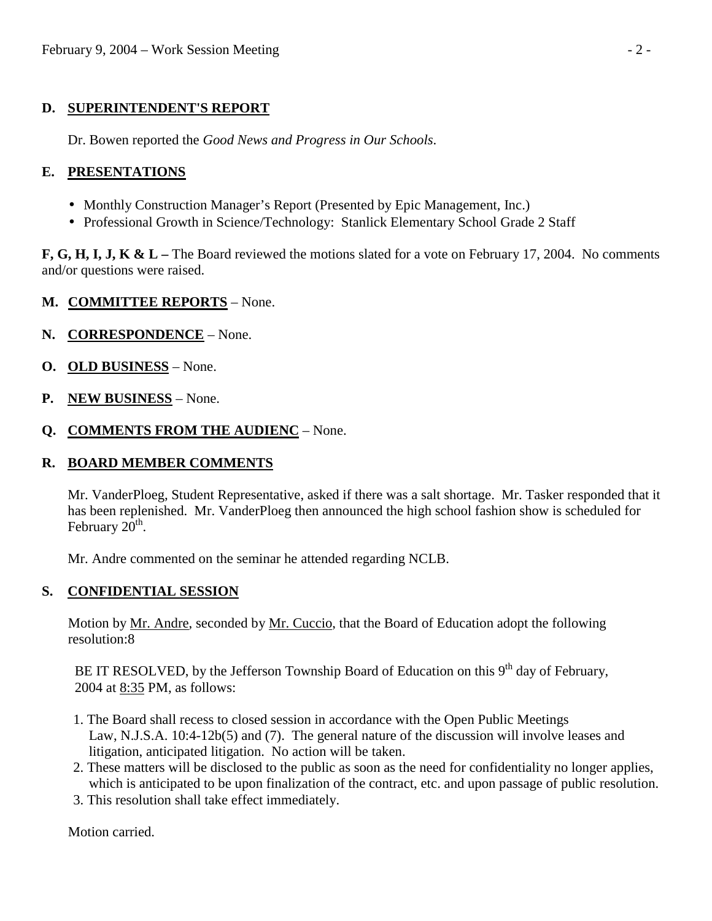## D. SUPERINTENDENT'S REPORT

Dr. Bowen reported the *Good News and Progress in Our Schools*.

## E. PRESENTATIONS

- Monthly Construction Manager's Report (Presented by Epic Management, Inc.)
- Professional Growth in Science/Technology: Stanlick Elementary School Grade 2 Staff

**F, G, H, I, J, K & L –** The Board reviewed the motions slated for a vote on February 17, 2004. No comments and/or questions were raised.

**M. COMMITTEE REPORTS** – None.

**N. CORRESPONDENCE** – None.

**O. OLD BUSINESS** – None.

**P. NEW BUSINESS** – None.

**Q. COMMENTS FROM THE AUDIENC** – None.

## R. BOARD MEMBER COMMENTS

Mr. VanderPloeg, Student Representative, asked if there was a salt shortage. Mr. Tasker responded that it has been replenished. Mr. VanderPloeg then announced the high school fashion show is scheduled for February 20th.

Mr. Andre commented on the seminar he attended regarding NCLB.

## S. CONFIDENTIAL SESSION

Motion by Mr. Andre, seconded by Mr. Cuccio, that the Board of Education adopt the following resolution:8

BE IT RESOLVED, by the Jefferson Township Board of Education on this 9th day of February, 2004 at 8:35 PM, as follows:

1. The Board shall recess to closed session in accordance with the Open Public Meetings Law, N.J.S.A. 10:4-12b(5) and (7). The general nature of the discussion will involve leases and litigation, anticipated litigation. No action will be taken.
2. These matters will be disclosed to the public as soon as the need for confidentiality no longer applies, which is anticipated to be upon finalization of the contract, etc. and upon passage of public resolution.
3. This resolution shall take effect immediately.

Motion carried.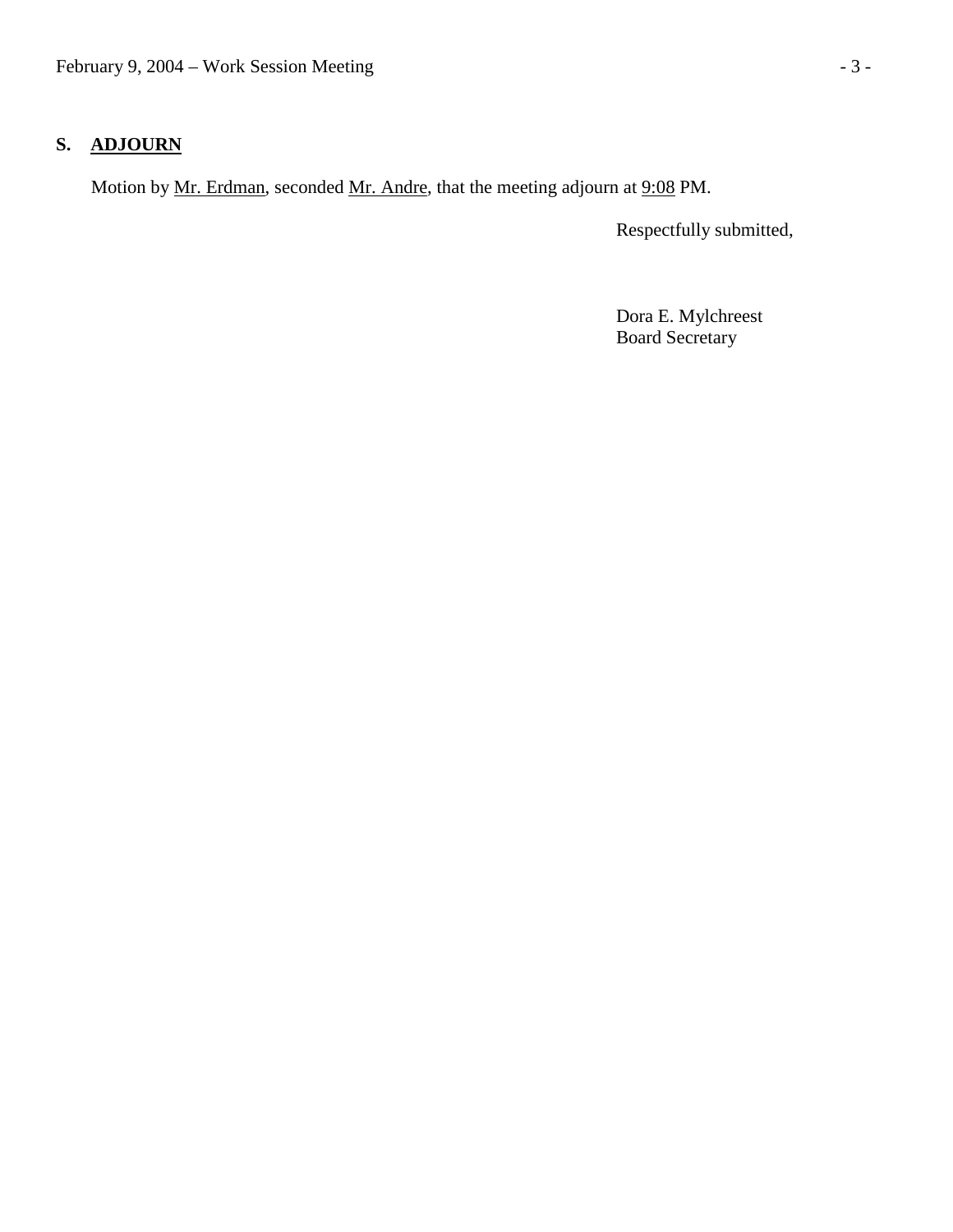## S. <u>ADJOURN</u>

Motion by <u>Mr. Erdman</u>, seconded <u>Mr. Andre</u>, that the meeting adjourn at <u>9:08</u> PM.

Respectfully submitted,

Dora E. Mylchreest
Board Secretary